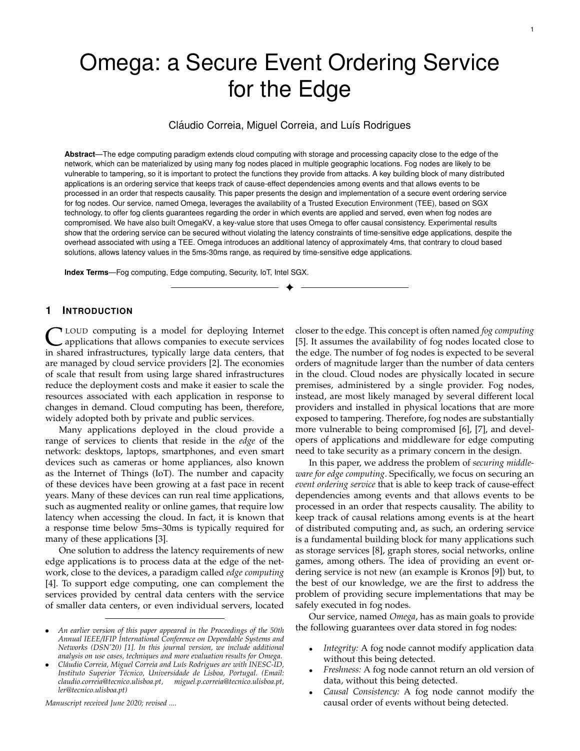# Omega: a Secure Event Ordering Service for the Edge

Cláudio Correia, Miguel Correia, and Luís Rodrigues

**Abstract**—The edge computing paradigm extends cloud computing with storage and processing capacity close to the edge of the network, which can be materialized by using many fog nodes placed in multiple geographic locations. Fog nodes are likely to be vulnerable to tampering, so it is important to protect the functions they provide from attacks. A key building block of many distributed applications is an ordering service that keeps track of cause-effect dependencies among events and that allows events to be processed in an order that respects causality. This paper presents the design and implementation of a secure event ordering service for fog nodes. Our service, named Omega, leverages the availability of a Trusted Execution Environment (TEE), based on SGX technology, to offer fog clients guarantees regarding the order in which events are applied and served, even when fog nodes are compromised. We have also built OmegaKV, a key-value store that uses Omega to offer causal consistency. Experimental results show that the ordering service can be secured without violating the latency constraints of time-sensitive edge applications, despite the overhead associated with using a TEE. Omega introduces an additional latency of approximately 4ms, that contrary to cloud based solutions, allows latency values in the 5ms-30ms range, as required by time-sensitive edge applications.

**Index Terms**—Fog computing, Edge computing, Security, IoT, Intel SGX.

## 1 Introduction

Cloud computing is a model for deploying Internet applications that allows companies to execute services in shared infrastructures, typically large data centers, that are managed by cloud service providers [2]. The economies of scale that result from using large shared infrastructures reduce the deployment costs and make it easier to scale the resources associated with each application in response to changes in demand. Cloud computing has been, therefore, widely adopted both by private and public services.

Many applications deployed in the cloud provide a range of services to clients that reside in the *edge* of the network: desktops, laptops, smartphones, and even smart devices such as cameras or home appliances, also known as the Internet of Things (IoT). The number and capacity of these devices have been growing at a fast pace in recent years. Many of these devices can run real time applications, such as augmented reality or online games, that require low latency when accessing the cloud. In fact, it is known that a response time below 5ms–30ms is typically required for many of these applications [3].

One solution to address the latency requirements of new edge applications is to process data at the edge of the network, close to the devices, a paradigm called *edge computing* [4]. To support edge computing, one can complement the services provided by central data centers with the service of smaller data centers, or even individual servers, located closer to the edge. This concept is often named *fog computing* [5]. It assumes the availability of fog nodes located close to the edge. The number of fog nodes is expected to be several orders of magnitude larger than the number of data centers in the cloud. Cloud nodes are physically located in secure premises, administered by a single provider. Fog nodes, instead, are most likely managed by several different local providers and installed in physical locations that are more exposed to tampering. Therefore, fog nodes are substantially more vulnerable to being compromised [6], [7], and developers of applications and middleware for edge computing need to take security as a primary concern in the design.

In this paper, we address the problem of *securing middleware for edge computing*. Specifically, we focus on securing an *event ordering service* that is able to keep track of cause-effect dependencies among events and that allows events to be processed in an order that respects causality. The ability to keep track of causal relations among events is at the heart of distributed computing and, as such, an ordering service is a fundamental building block for many applications such as storage services [8], graph stores, social networks, online games, among others. The idea of providing an event ordering service is not new (an example is Kronos [9]) but, to the best of our knowledge, we are the first to address the problem of providing secure implementations that may be safely executed in fog nodes.

Our service, named *Omega*, has as main goals to provide the following guarantees over data stored in fog nodes:

- *Integrity:* A fog node cannot modify application data without this being detected.
- *Freshness:* A fog node cannot return an old version of data, without this being detected.
- *Causal Consistency:* A fog node cannot modify the causal order of events without being detected.

---

- *An earlier version of this paper appeared in the Proceedings of the 50th Annual IEEE/IFIP International Conference on Dependable Systems and Networks (DSN'20) [1]. In this journal version, we include additional analysis on use cases, techniques and more evaluation results for Omega.*
- *Cláudio Correia, Miguel Correia and Luís Rodrigues are with INESC-ID, Instituto Superior Técnico, Universidade de Lisboa, Portugal. (Email: claudio.correia@tecnico.ulisboa.pt, miguel.p.correia@tecnico.ulisboa.pt, ler@tecnico.ulisboa.pt)*

*Manuscript received June 2020; revised ....*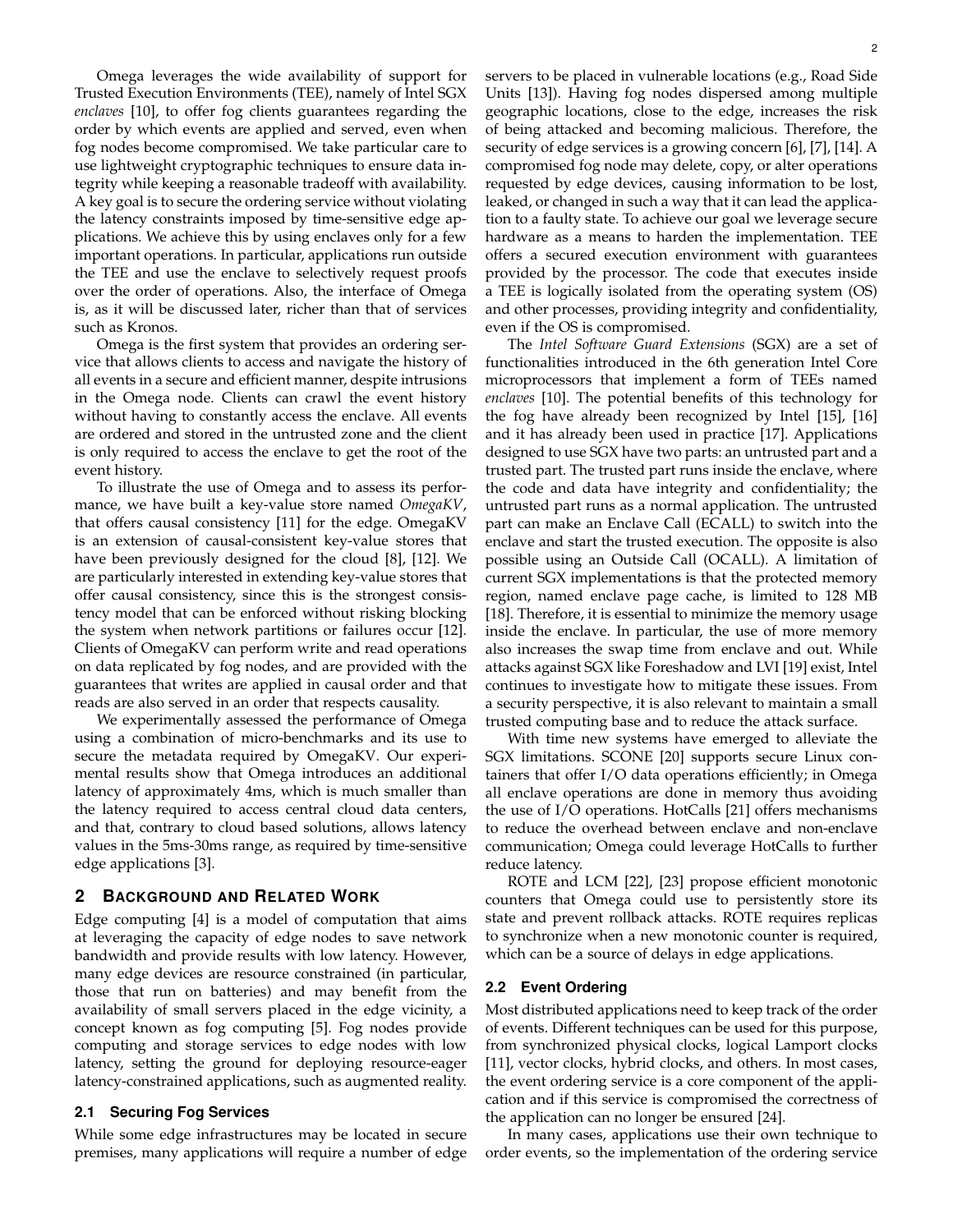Omega leverages the wide availability of support for Trusted Execution Environments (TEE), namely of Intel SGX *enclaves* [10], to offer fog clients guarantees regarding the order by which events are applied and served, even when fog nodes become compromised. We take particular care to use lightweight cryptographic techniques to ensure data integrity while keeping a reasonable tradeoff with availability. A key goal is to secure the ordering service without violating the latency constraints imposed by time-sensitive edge applications. We achieve this by using enclaves only for a few important operations. In particular, applications run outside the TEE and use the enclave to selectively request proofs over the order of operations. Also, the interface of Omega is, as it will be discussed later, richer than that of services such as Kronos.

Omega is the first system that provides an ordering service that allows clients to access and navigate the history of all events in a secure and efficient manner, despite intrusions in the Omega node. Clients can crawl the event history without having to constantly access the enclave. All events are ordered and stored in the untrusted zone and the client is only required to access the enclave to get the root of the event history.

To illustrate the use of Omega and to assess its performance, we have built a key-value store named *OmegaKV*, that offers causal consistency [11] for the edge. OmegaKV is an extension of causal-consistent key-value stores that have been previously designed for the cloud [8], [12]. We are particularly interested in extending key-value stores that offer causal consistency, since this is the strongest consistency model that can be enforced without risking blocking the system when network partitions or failures occur [12]. Clients of OmegaKV can perform write and read operations on data replicated by fog nodes, and are provided with the guarantees that writes are applied in causal order and that reads are also served in an order that respects causality.

We experimentally assessed the performance of Omega using a combination of micro-benchmarks and its use to secure the metadata required by OmegaKV. Our experimental results show that Omega introduces an additional latency of approximately 4ms, which is much smaller than the latency required to access central cloud data centers, and that, contrary to cloud based solutions, allows latency values in the 5ms-30ms range, as required by time-sensitive edge applications [3].

## 2 Background and Related Work

Edge computing [4] is a model of computation that aims at leveraging the capacity of edge nodes to save network bandwidth and provide results with low latency. However, many edge devices are resource constrained (in particular, those that run on batteries) and may benefit from the availability of small servers placed in the edge vicinity, a concept known as fog computing [5]. Fog nodes provide computing and storage services to edge nodes with low latency, setting the ground for deploying resource-eager latency-constrained applications, such as augmented reality.

### 2.1 Securing Fog Services

While some edge infrastructures may be located in secure premises, many applications will require a number of edge servers to be placed in vulnerable locations (e.g., Road Side Units [13]). Having fog nodes dispersed among multiple geographic locations, close to the edge, increases the risk of being attacked and becoming malicious. Therefore, the security of edge services is a growing concern [6], [7], [14]. A compromised fog node may delete, copy, or alter operations requested by edge devices, causing information to be lost, leaked, or changed in such a way that it can lead the application to a faulty state. To achieve our goal we leverage secure hardware as a means to harden the implementation. TEE offers a secured execution environment with guarantees provided by the processor. The code that executes inside a TEE is logically isolated from the operating system (OS) and other processes, providing integrity and confidentiality, even if the OS is compromised.

The *Intel Software Guard Extensions* (SGX) are a set of functionalities introduced in the 6th generation Intel Core microprocessors that implement a form of TEEs named *enclaves* [10]. The potential benefits of this technology for the fog have already been recognized by Intel [15], [16] and it has already been used in practice [17]. Applications designed to use SGX have two parts: an untrusted part and a trusted part. The trusted part runs inside the enclave, where the code and data have integrity and confidentiality; the untrusted part runs as a normal application. The untrusted part can make an Enclave Call (ECALL) to switch into the enclave and start the trusted execution. The opposite is also possible using an Outside Call (OCALL). A limitation of current SGX implementations is that the protected memory region, named enclave page cache, is limited to 128 MB [18]. Therefore, it is essential to minimize the memory usage inside the enclave. In particular, the use of more memory also increases the swap time from enclave and out. While attacks against SGX like Foreshadow and LVI [19] exist, Intel continues to investigate how to mitigate these issues. From a security perspective, it is also relevant to maintain a small trusted computing base and to reduce the attack surface.

With time new systems have emerged to alleviate the SGX limitations. SCONE [20] supports secure Linux containers that offer I/O data operations efficiently; in Omega all enclave operations are done in memory thus avoiding the use of I/O operations. HotCalls [21] offers mechanisms to reduce the overhead between enclave and non-enclave communication; Omega could leverage HotCalls to further reduce latency.

ROTE and LCM [22], [23] propose efficient monotonic counters that Omega could use to persistently store its state and prevent rollback attacks. ROTE requires replicas to synchronize when a new monotonic counter is required, which can be a source of delays in edge applications.

### 2.2 Event Ordering

Most distributed applications need to keep track of the order of events. Different techniques can be used for this purpose, from synchronized physical clocks, logical Lamport clocks [11], vector clocks, hybrid clocks, and others. In most cases, the event ordering service is a core component of the application and if this service is compromised the correctness of the application can no longer be ensured [24].

In many cases, applications use their own technique to order events, so the implementation of the ordering service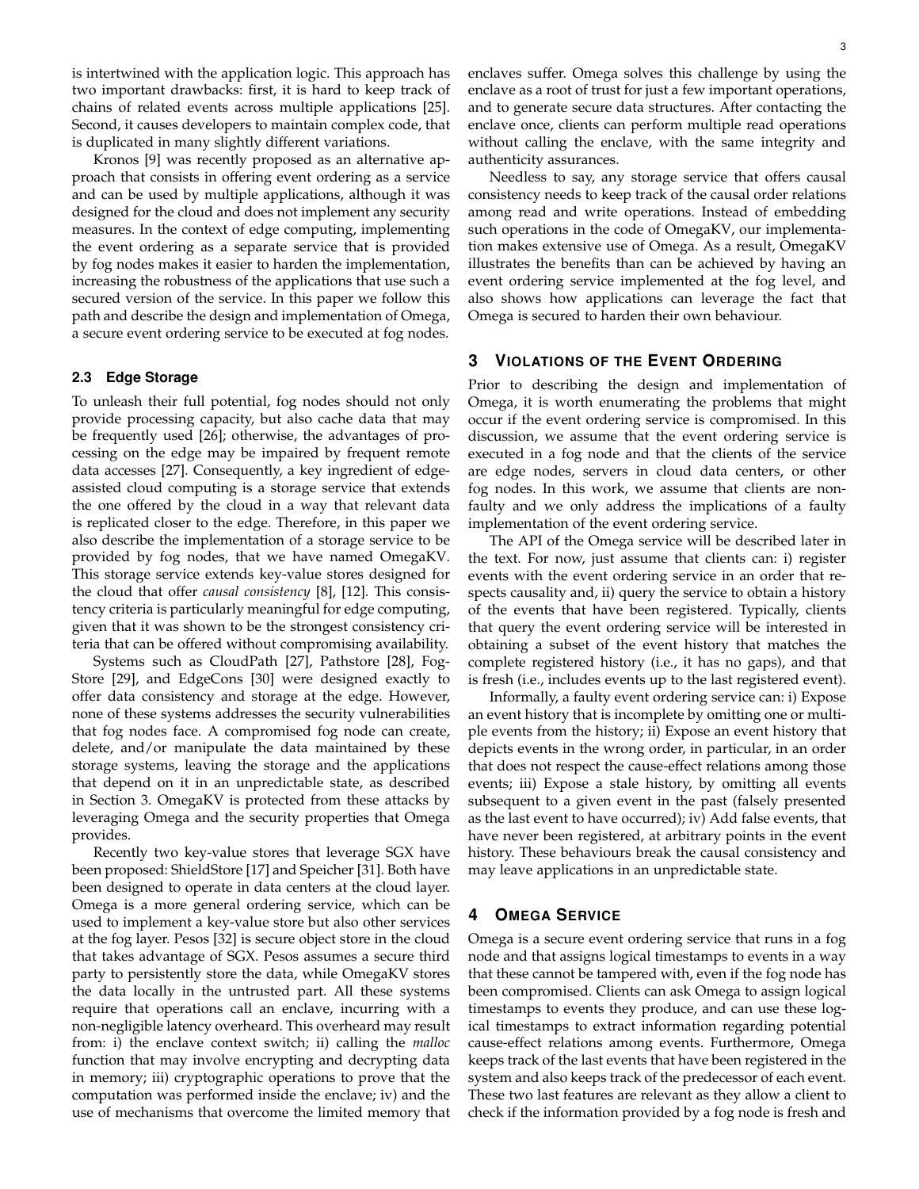is intertwined with the application logic. This approach has two important drawbacks: first, it is hard to keep track of chains of related events across multiple applications [25]. Second, it causes developers to maintain complex code, that is duplicated in many slightly different variations.

Kronos [9] was recently proposed as an alternative approach that consists in offering event ordering as a service and can be used by multiple applications, although it was designed for the cloud and does not implement any security measures. In the context of edge computing, implementing the event ordering as a separate service that is provided by fog nodes makes it easier to harden the implementation, increasing the robustness of the applications that use such a secured version of the service. In this paper we follow this path and describe the design and implementation of Omega, a secure event ordering service to be executed at fog nodes.

### 2.3 Edge Storage

To unleash their full potential, fog nodes should not only provide processing capacity, but also cache data that may be frequently used [26]; otherwise, the advantages of processing on the edge may be impaired by frequent remote data accesses [27]. Consequently, a key ingredient of edge-assisted cloud computing is a storage service that extends the one offered by the cloud in a way that relevant data is replicated closer to the edge. Therefore, in this paper we also describe the implementation of a storage service to be provided by fog nodes, that we have named OmegaKV. This storage service extends key-value stores designed for the cloud that offer *causal consistency* [8], [12]. This consistency criteria is particularly meaningful for edge computing, given that it was shown to be the strongest consistency criteria that can be offered without compromising availability.

Systems such as CloudPath [27], Pathstore [28], FogStore [29], and EdgeCons [30] were designed exactly to offer data consistency and storage at the edge. However, none of these systems addresses the security vulnerabilities that fog nodes face. A compromised fog node can create, delete, and/or manipulate the data maintained by these storage systems, leaving the storage and the applications that depend on it in an unpredictable state, as described in Section 3. OmegaKV is protected from these attacks by leveraging Omega and the security properties that Omega provides.

Recently two key-value stores that leverage SGX have been proposed: ShieldStore [17] and Speicher [31]. Both have been designed to operate in data centers at the cloud layer. Omega is a more general ordering service, which can be used to implement a key-value store but also other services at the fog layer. Pesos [32] is secure object store in the cloud that takes advantage of SGX. Pesos assumes a secure third party to persistently store the data, while OmegaKV stores the data locally in the untrusted part. All these systems require that operations call an enclave, incurring with a non-negligible latency overhead. This overhead may result from: i) the enclave context switch; ii) calling the *malloc* function that may involve encrypting and decrypting data in memory; iii) cryptographic operations to prove that the computation was performed inside the enclave; iv) and the use of mechanisms that overcome the limited memory that enclaves suffer. Omega solves this challenge by using the enclave as a root of trust for just a few important operations, and to generate secure data structures. After contacting the enclave once, clients can perform multiple read operations without calling the enclave, with the same integrity and authenticity assurances.

Needless to say, any storage service that offers causal consistency needs to keep track of the causal order relations among read and write operations. Instead of embedding such operations in the code of OmegaKV, our implementation makes extensive use of Omega. As a result, OmegaKV illustrates the benefits than can be achieved by having an event ordering service implemented at the fog level, and also shows how applications can leverage the fact that Omega is secured to harden their own behaviour.

## 3 Violations of the Event Ordering

Prior to describing the design and implementation of Omega, it is worth enumerating the problems that might occur if the event ordering service is compromised. In this discussion, we assume that the event ordering service is executed in a fog node and that the clients of the service are edge nodes, servers in cloud data centers, or other fog nodes. In this work, we assume that clients are non-faulty and we only address the implications of a faulty implementation of the event ordering service.

The API of the Omega service will be described later in the text. For now, just assume that clients can: i) register events with the event ordering service in an order that respects causality and, ii) query the service to obtain a history of the events that have been registered. Typically, clients that query the event ordering service will be interested in obtaining a subset of the event history that matches the complete registered history (i.e., it has no gaps), and that is fresh (i.e., includes events up to the last registered event).

Informally, a faulty event ordering service can: i) Expose an event history that is incomplete by omitting one or multiple events from the history; ii) Expose an event history that depicts events in the wrong order, in particular, in an order that does not respect the cause-effect relations among those events; iii) Expose a stale history, by omitting all events subsequent to a given event in the past (falsely presented as the last event to have occurred); iv) Add false events, that have never been registered, at arbitrary points in the event history. These behaviours break the causal consistency and may leave applications in an unpredictable state.

## 4 Omega Service

Omega is a secure event ordering service that runs in a fog node and that assigns logical timestamps to events in a way that these cannot be tampered with, even if the fog node has been compromised. Clients can ask Omega to assign logical timestamps to events they produce, and can use these logical timestamps to extract information regarding potential cause-effect relations among events. Furthermore, Omega keeps track of the last events that have been registered in the system and also keeps track of the predecessor of each event. These two last features are relevant as they allow a client to check if the information provided by a fog node is fresh and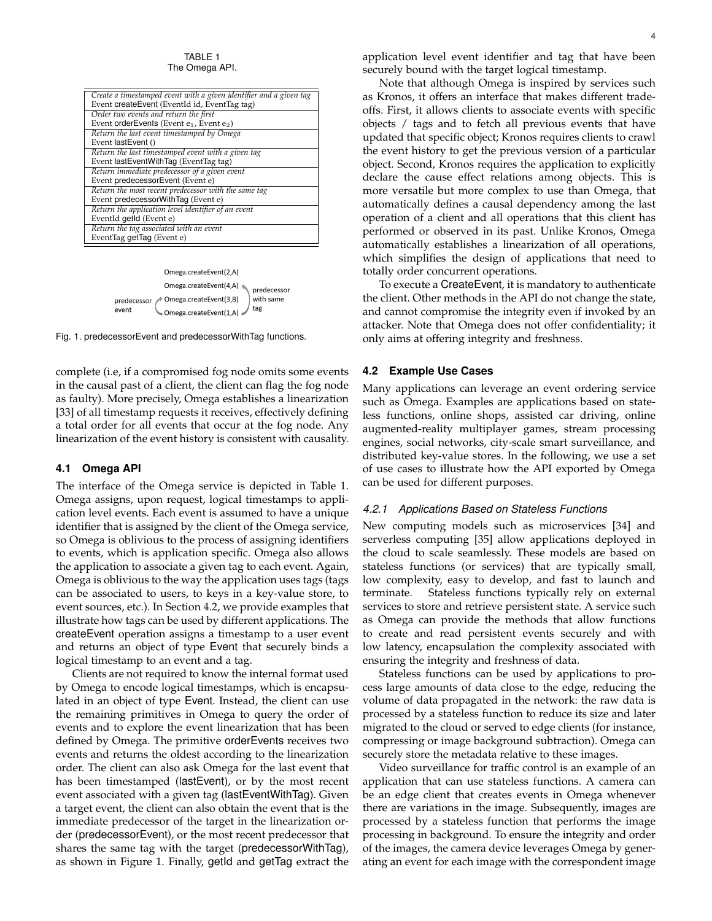TABLE 1
The Omega API.

| |
|---|
| *Create a timestamped event with a given identifier and a given tag*<br>Event createEvent (EventId id, EventTag tag) |
| *Order two events and return the first*<br>Event orderEvents (Event $e_1$, Event $e_2$) |
| *Return the last event timestamped by Omega*<br>Event lastEvent () |
| *Return the last timestamped event with a given tag*<br>Event lastEventWithTag (EventTag tag) |
| *Return immediate predecessor of a given event*<br>Event predecessorEvent (Event e) |
| *Return the most recent predecessor with the same tag*<br>Event predecessorWithTag (Event e) |
| *Return the application level identifier of an event*<br>EventId getId (Event e) |
| *Return the tag associated with an event*<br>EventTag getTag (Event e) |

Omega.createEvent(2,A)
Omega.createEvent(4,A)
Omega.createEvent(3,B)
Omega.createEvent(1,A)
predecessor event
predecessor with same tag

Fig. 1. predecessorEvent and predecessorWithTag functions.

complete (i.e, if a compromised fog node omits some events in the causal past of a client, the client can flag the fog node as faulty). More precisely, Omega establishes a linearization [33] of all timestamp requests it receives, effectively defining a total order for all events that occur at the fog node. Any linearization of the event history is consistent with causality.

### 4.1 Omega API

The interface of the Omega service is depicted in Table 1. Omega assigns, upon request, logical timestamps to application level events. Each event is assumed to have a unique identifier that is assigned by the client of the Omega service, so Omega is oblivious to the process of assigning identifiers to events, which is application specific. Omega also allows the application to associate a given tag to each event. Again, Omega is oblivious to the way the application uses tags (tags can be associated to users, to keys in a key-value store, to event sources, etc.). In Section 4.2, we provide examples that illustrate how tags can be used by different applications. The createEvent operation assigns a timestamp to a user event and returns an object of type Event that securely binds a logical timestamp to an event and a tag.

Clients are not required to know the internal format used by Omega to encode logical timestamps, which is encapsulated in an object of type Event. Instead, the client can use the remaining primitives in Omega to query the order of events and to explore the event linearization that has been defined by Omega. The primitive orderEvents receives two events and returns the oldest according to the linearization order. The client can also ask Omega for the last event that has been timestamped (lastEvent), or by the most recent event associated with a given tag (lastEventWithTag). Given a target event, the client can also obtain the event that is the immediate predecessor of the target in the linearization order (predecessorEvent), or the most recent predecessor that shares the same tag with the target (predecessorWithTag), as shown in Figure 1. Finally, getId and getTag extract the application level event identifier and tag that have been securely bound with the target logical timestamp.

Note that although Omega is inspired by services such as Kronos, it offers an interface that makes different trade-offs. First, it allows clients to associate events with specific objects / tags and to fetch all previous events that have updated that specific object; Kronos requires clients to crawl the event history to get the previous version of a particular object. Second, Kronos requires the application to explicitly declare the cause effect relations among objects. This is more versatile but more complex to use than Omega, that automatically defines a causal dependency among the last operation of a client and all operations that this client has performed or observed in its past. Unlike Kronos, Omega automatically establishes a linearization of all operations, which simplifies the design of applications that need to totally order concurrent operations.

To execute a CreateEvent, it is mandatory to authenticate the client. Other methods in the API do not change the state, and cannot compromise the integrity even if invoked by an attacker. Note that Omega does not offer confidentiality; it only aims at offering integrity and freshness.

### 4.2 Example Use Cases

Many applications can leverage an event ordering service such as Omega. Examples are applications based on stateless functions, online shops, assisted car driving, online augmented-reality multiplayer games, stream processing engines, social networks, city-scale smart surveillance, and distributed key-value stores. In the following, we use a set of use cases to illustrate how the API exported by Omega can be used for different purposes.

#### 4.2.1 Applications Based on Stateless Functions

New computing models such as microservices [34] and serverless computing [35] allow applications deployed in the cloud to scale seamlessly. These models are based on stateless functions (or services) that are typically small, low complexity, easy to develop, and fast to launch and terminate. Stateless functions typically rely on external services to store and retrieve persistent state. A service such as Omega can provide the methods that allow functions to create and read persistent events securely and with low latency, encapsulation the complexity associated with ensuring the integrity and freshness of data.

Stateless functions can be used by applications to process large amounts of data close to the edge, reducing the volume of data propagated in the network: the raw data is processed by a stateless function to reduce its size and later migrated to the cloud or served to edge clients (for instance, compressing or image background subtraction). Omega can securely store the metadata relative to these images.

Video surveillance for traffic control is an example of an application that can use stateless functions. A camera can be an edge client that creates events in Omega whenever there are variations in the image. Subsequently, images are processed by a stateless function that performs the image processing in background. To ensure the integrity and order of the images, the camera device leverages Omega by generating an event for each image with the correspondent image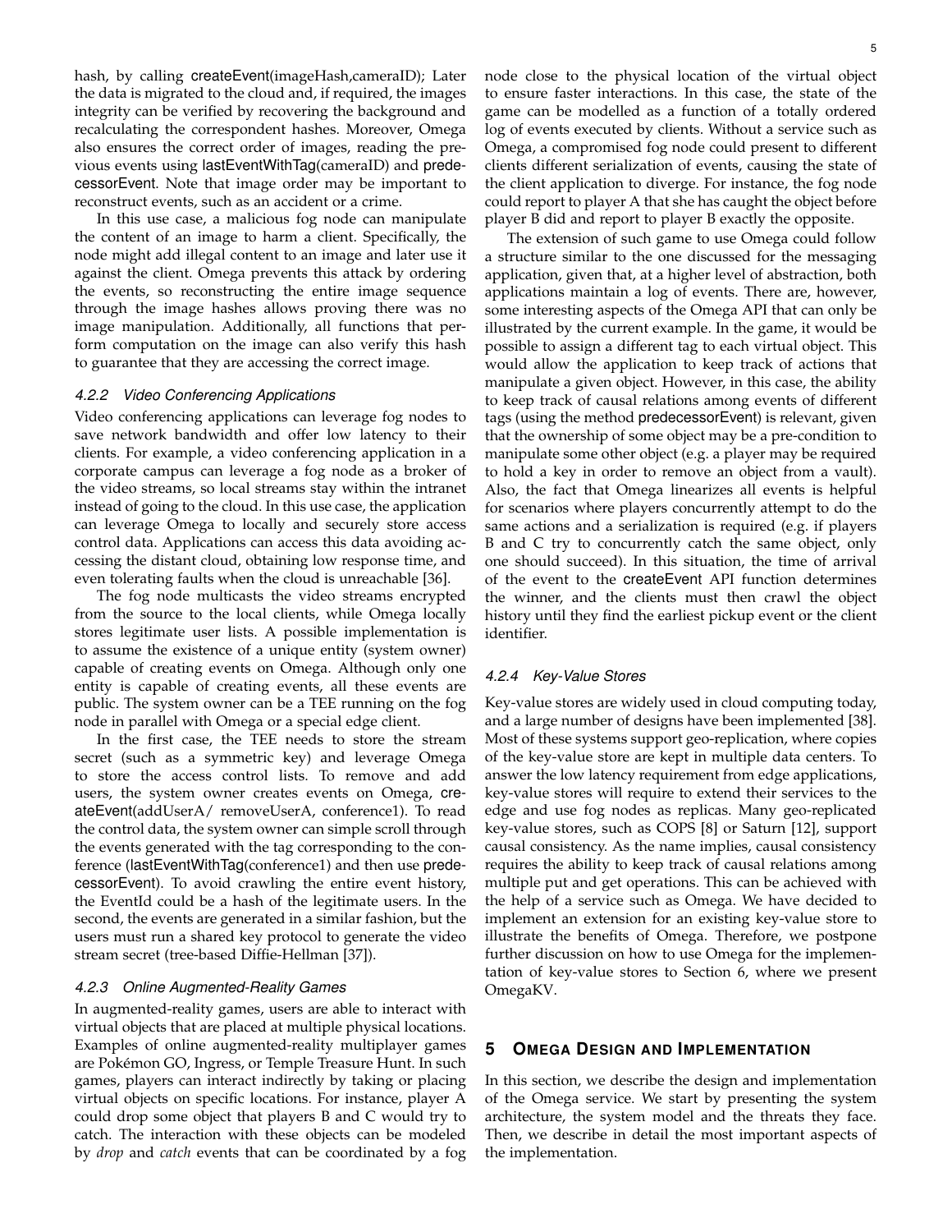hash, by calling createEvent(imageHash,cameraID); Later the data is migrated to the cloud and, if required, the images integrity can be verified by recovering the background and recalculating the correspondent hashes. Moreover, Omega also ensures the correct order of images, reading the previous events using lastEventWithTag(cameraID) and predecessorEvent. Note that image order may be important to reconstruct events, such as an accident or a crime.

In this use case, a malicious fog node can manipulate the content of an image to harm a client. Specifically, the node might add illegal content to an image and later use it against the client. Omega prevents this attack by ordering the events, so reconstructing the entire image sequence through the image hashes allows proving there was no image manipulation. Additionally, all functions that perform computation on the image can also verify this hash to guarantee that they are accessing the correct image.

#### 4.2.2 Video Conferencing Applications

Video conferencing applications can leverage fog nodes to save network bandwidth and offer low latency to their clients. For example, a video conferencing application in a corporate campus can leverage a fog node as a broker of the video streams, so local streams stay within the intranet instead of going to the cloud. In this use case, the application can leverage Omega to locally and securely store access control data. Applications can access this data avoiding accessing the distant cloud, obtaining low response time, and even tolerating faults when the cloud is unreachable [36].

The fog node multicasts the video streams encrypted from the source to the local clients, while Omega locally stores legitimate user lists. A possible implementation is to assume the existence of a unique entity (system owner) capable of creating events on Omega. Although only one entity is capable of creating events, all these events are public. The system owner can be a TEE running on the fog node in parallel with Omega or a special edge client.

In the first case, the TEE needs to store the stream secret (such as a symmetric key) and leverage Omega to store the access control lists. To remove and add users, the system owner creates events on Omega, createEvent(addUserA/ removeUserA, conference1). To read the control data, the system owner can simple scroll through the events generated with the tag corresponding to the conference (lastEventWithTag(conference1) and then use predecessorEvent). To avoid crawling the entire event history, the EventId could be a hash of the legitimate users. In the second, the events are generated in a similar fashion, but the users must run a shared key protocol to generate the video stream secret (tree-based Diffie-Hellman [37]).

#### 4.2.3 Online Augmented-Reality Games

In augmented-reality games, users are able to interact with virtual objects that are placed at multiple physical locations. Examples of online augmented-reality multiplayer games are Pokémon GO, Ingress, or Temple Treasure Hunt. In such games, players can interact indirectly by taking or placing virtual objects on specific locations. For instance, player A could drop some object that players B and C would try to catch. The interaction with these objects can be modeled by *drop* and *catch* events that can be coordinated by a fog node close to the physical location of the virtual object to ensure faster interactions. In this case, the state of the game can be modelled as a function of a totally ordered log of events executed by clients. Without a service such as Omega, a compromised fog node could present to different clients different serialization of events, causing the state of the client application to diverge. For instance, the fog node could report to player A that she has caught the object before player B did and report to player B exactly the opposite.

The extension of such game to use Omega could follow a structure similar to the one discussed for the messaging application, given that, at a higher level of abstraction, both applications maintain a log of events. There are, however, some interesting aspects of the Omega API that can only be illustrated by the current example. In the game, it would be possible to assign a different tag to each virtual object. This would allow the application to keep track of actions that manipulate a given object. However, in this case, the ability to keep track of causal relations among events of different tags (using the method predecessorEvent) is relevant, given that the ownership of some object may be a pre-condition to manipulate some other object (e.g. a player may be required to hold a key in order to remove an object from a vault). Also, the fact that Omega linearizes all events is helpful for scenarios where players concurrently attempt to do the same actions and a serialization is required (e.g. if players B and C try to concurrently catch the same object, only one should succeed). In this situation, the time of arrival of the event to the createEvent API function determines the winner, and the clients must then crawl the object history until they find the earliest pickup event or the client identifier.

#### 4.2.4 Key-Value Stores

Key-value stores are widely used in cloud computing today, and a large number of designs have been implemented [38]. Most of these systems support geo-replication, where copies of the key-value store are kept in multiple data centers. To answer the low latency requirement from edge applications, key-value stores will require to extend their services to the edge and use fog nodes as replicas. Many geo-replicated key-value stores, such as COPS [8] or Saturn [12], support causal consistency. As the name implies, causal consistency requires the ability to keep track of causal relations among multiple put and get operations. This can be achieved with the help of a service such as Omega. We have decided to implement an extension for an existing key-value store to illustrate the benefits of Omega. Therefore, we postpone further discussion on how to use Omega for the implementation of key-value stores to Section 6, where we present OmegaKV.

## 5 Omega Design and Implementation

In this section, we describe the design and implementation of the Omega service. We start by presenting the system architecture, the system model and the threats they face. Then, we describe in detail the most important aspects of the implementation.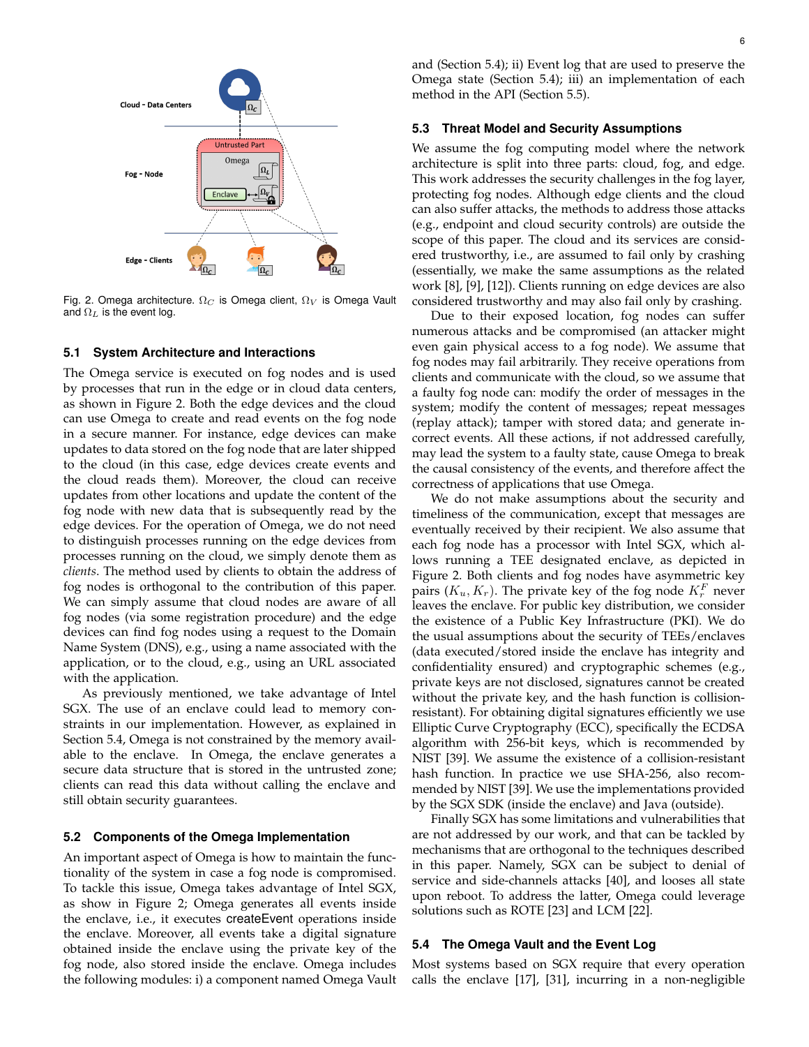Fig. 2. Omega architecture. $\Omega_C$ is Omega client, $\Omega_V$ is Omega Vault and $\Omega_L$ is the event log.

### 5.1 System Architecture and Interactions

The Omega service is executed on fog nodes and is used by processes that run in the edge or in cloud data centers, as shown in Figure 2. Both the edge devices and the cloud can use Omega to create and read events on the fog node in a secure manner. For instance, edge devices can make updates to data stored on the fog node that are later shipped to the cloud (in this case, edge devices create events and the cloud reads them). Moreover, the cloud can receive updates from other locations and update the content of the fog node with new data that is subsequently read by the edge devices. For the operation of Omega, we do not need to distinguish processes running on the edge devices from processes running on the cloud, we simply denote them as *clients*. The method used by clients to obtain the address of fog nodes is orthogonal to the contribution of this paper. We can simply assume that cloud nodes are aware of all fog nodes (via some registration procedure) and the edge devices can find fog nodes using a request to the Domain Name System (DNS), e.g., using a name associated with the application, or to the cloud, e.g., using an URL associated with the application.

As previously mentioned, we take advantage of Intel SGX. The use of an enclave could lead to memory constraints in our implementation. However, as explained in Section 5.4, Omega is not constrained by the memory available to the enclave. In Omega, the enclave generates a secure data structure that is stored in the untrusted zone; clients can read this data without calling the enclave and still obtain security guarantees.

### 5.2 Components of the Omega Implementation

An important aspect of Omega is how to maintain the functionality of the system in case a fog node is compromised. To tackle this issue, Omega takes advantage of Intel SGX, as show in Figure 2; Omega generates all events inside the enclave, i.e., it executes createEvent operations inside the enclave. Moreover, all events take a digital signature obtained inside the enclave using the private key of the fog node, also stored inside the enclave. Omega includes the following modules: i) a component named Omega Vault and (Section 5.4); ii) Event log that are used to preserve the Omega state (Section 5.4); iii) an implementation of each method in the API (Section 5.5).

### 5.3 Threat Model and Security Assumptions

We assume the fog computing model where the network architecture is split into three parts: cloud, fog, and edge. This work addresses the security challenges in the fog layer, protecting fog nodes. Although edge clients and the cloud can also suffer attacks, the methods to address those attacks (e.g., endpoint and cloud security controls) are outside the scope of this paper. The cloud and its services are considered trustworthy, i.e., are assumed to fail only by crashing (essentially, we make the same assumptions as the related work [8], [9], [12]). Clients running on edge devices are also considered trustworthy and may also fail only by crashing.

Due to their exposed location, fog nodes can suffer numerous attacks and be compromised (an attacker might even gain physical access to a fog node). We assume that fog nodes may fail arbitrarily. They receive operations from clients and communicate with the cloud, so we assume that a faulty fog node can: modify the order of messages in the system; modify the content of messages; repeat messages (replay attack); tamper with stored data; and generate incorrect events. All these actions, if not addressed carefully, may lead the system to a faulty state, cause Omega to break the causal consistency of the events, and therefore affect the correctness of applications that use Omega.

We do not make assumptions about the security and timeliness of the communication, except that messages are eventually received by their recipient. We also assume that each fog node has a processor with Intel SGX, which allows running a TEE designated enclave, as depicted in Figure 2. Both clients and fog nodes have asymmetric key pairs $(K_u, K_r)$. The private key of the fog node $K_r^F$ never leaves the enclave. For public key distribution, we consider the existence of a Public Key Infrastructure (PKI). We do the usual assumptions about the security of TEEs/enclaves (data executed/stored inside the enclave has integrity and confidentiality ensured) and cryptographic schemes (e.g., private keys are not disclosed, signatures cannot be created without the private key, and the hash function is collision-resistant). For obtaining digital signatures efficiently we use Elliptic Curve Cryptography (ECC), specifically the ECDSA algorithm with 256-bit keys, which is recommended by NIST [39]. We assume the existence of a collision-resistant hash function. In practice we use SHA-256, also recommended by NIST [39]. We use the implementations provided by the SGX SDK (inside the enclave) and Java (outside).

Finally SGX has some limitations and vulnerabilities that are not addressed by our work, and that can be tackled by mechanisms that are orthogonal to the techniques described in this paper. Namely, SGX can be subject to denial of service and side-channels attacks [40], and looses all state upon reboot. To address the latter, Omega could leverage solutions such as ROTE [23] and LCM [22].

### 5.4 The Omega Vault and the Event Log

Most systems based on SGX require that every operation calls the enclave [17], [31], incurring in a non-negligible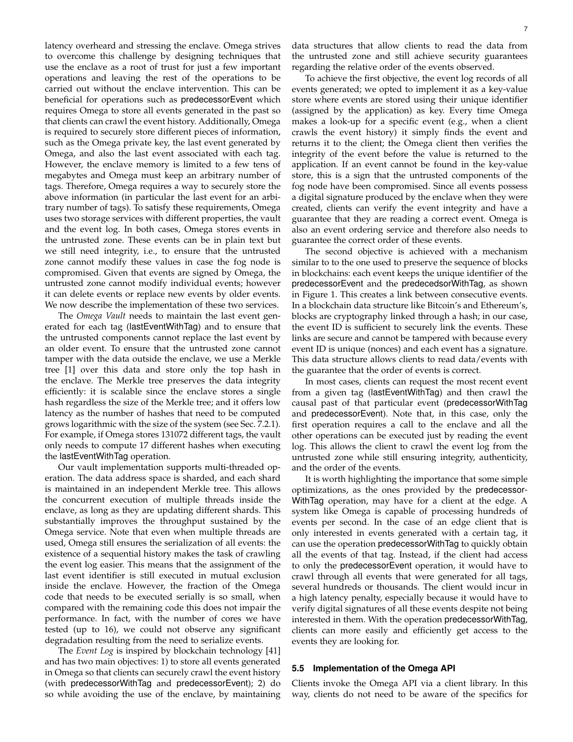latency overheard and stressing the enclave. Omega strives to overcome this challenge by designing techniques that use the enclave as a root of trust for just a few important operations and leaving the rest of the operations to be carried out without the enclave intervention. This can be beneficial for operations such as predecessorEvent which requires Omega to store all events generated in the past so that clients can crawl the event history. Additionally, Omega is required to securely store different pieces of information, such as the Omega private key, the last event generated by Omega, and also the last event associated with each tag. However, the enclave memory is limited to a few tens of megabytes and Omega must keep an arbitrary number of tags. Therefore, Omega requires a way to securely store the above information (in particular the last event for an arbitrary number of tags). To satisfy these requirements, Omega uses two storage services with different properties, the vault and the event log. In both cases, Omega stores events in the untrusted zone. These events can be in plain text but we still need integrity, i.e., to ensure that the untrusted zone cannot modify these values in case the fog node is compromised. Given that events are signed by Omega, the untrusted zone cannot modify individual events; however it can delete events or replace new events by older events. We now describe the implementation of these two services.

The *Omega Vault* needs to maintain the last event generated for each tag (lastEventWithTag) and to ensure that the untrusted components cannot replace the last event by an older event. To ensure that the untrusted zone cannot tamper with the data outside the enclave, we use a Merkle tree [1] over this data and store only the top hash in the enclave. The Merkle tree preserves the data integrity efficiently: it is scalable since the enclave stores a single hash regardless the size of the Merkle tree; and it offers low latency as the number of hashes that need to be computed grows logarithmic with the size of the system (see Sec. 7.2.1). For example, if Omega stores 131072 different tags, the vault only needs to compute 17 different hashes when executing the lastEventWithTag operation.

Our vault implementation supports multi-threaded operation. The data address space is sharded, and each shard is maintained in an independent Merkle tree. This allows the concurrent execution of multiple threads inside the enclave, as long as they are updating different shards. This substantially improves the throughput sustained by the Omega service. Note that even when multiple threads are used, Omega still ensures the serialization of all events: the existence of a sequential history makes the task of crawling the event log easier. This means that the assignment of the last event identifier is still executed in mutual exclusion inside the enclave. However, the fraction of the Omega code that needs to be executed serially is so small, when compared with the remaining code this does not impair the performance. In fact, with the number of cores we have tested (up to 16), we could not observe any significant degradation resulting from the need to serialize events.

The *Event Log* is inspired by blockchain technology [41] and has two main objectives: 1) to store all events generated in Omega so that clients can securely crawl the event history (with predecessorWithTag and predecessorEvent); 2) do so while avoiding the use of the enclave, by maintaining data structures that allow clients to read the data from the untrusted zone and still achieve security guarantees regarding the relative order of the events observed.

To achieve the first objective, the event log records of all events generated; we opted to implement it as a key-value store where events are stored using their unique identifier (assigned by the application) as key. Every time Omega makes a look-up for a specific event (e.g., when a client crawls the event history) it simply finds the event and returns it to the client; the Omega client then verifies the integrity of the event before the value is returned to the application. If an event cannot be found in the key-value store, this is a sign that the untrusted components of the fog node have been compromised. Since all events possess a digital signature produced by the enclave when they were created, clients can verify the event integrity and have a guarantee that they are reading a correct event. Omega is also an event ordering service and therefore also needs to guarantee the correct order of these events.

The second objective is achieved with a mechanism similar to to the one used to preserve the sequence of blocks in blockchains: each event keeps the unique identifier of the predecessorEvent and the predecedsorWithTag, as shown in Figure 1. This creates a link between consecutive events. In a blockchain data structure like Bitcoin's and Ethereum's, blocks are cryptography linked through a hash; in our case, the event ID is sufficient to securely link the events. These links are secure and cannot be tampered with because every event ID is unique (nonces) and each event has a signature. This data structure allows clients to read data/events with the guarantee that the order of events is correct.

In most cases, clients can request the most recent event from a given tag (lastEventWithTag) and then crawl the causal past of that particular event (predecessorWithTag and predecessorEvent). Note that, in this case, only the first operation requires a call to the enclave and all the other operations can be executed just by reading the event log. This allows the client to crawl the event log from the untrusted zone while still ensuring integrity, authenticity, and the order of the events.

It is worth highlighting the importance that some simple optimizations, as the ones provided by the predecessorWithTag operation, may have for a client at the edge. A system like Omega is capable of processing hundreds of events per second. In the case of an edge client that is only interested in events generated with a certain tag, it can use the operation predecessorWithTag to quickly obtain all the events of that tag. Instead, if the client had access to only the predecessorEvent operation, it would have to crawl through all events that were generated for all tags, several hundreds or thousands. The client would incur in a high latency penalty, especially because it would have to verify digital signatures of all these events despite not being interested in them. With the operation predecessorWithTag, clients can more easily and efficiently get access to the events they are looking for.

### 5.5 Implementation of the Omega API

Clients invoke the Omega API via a client library. In this way, clients do not need to be aware of the specifics for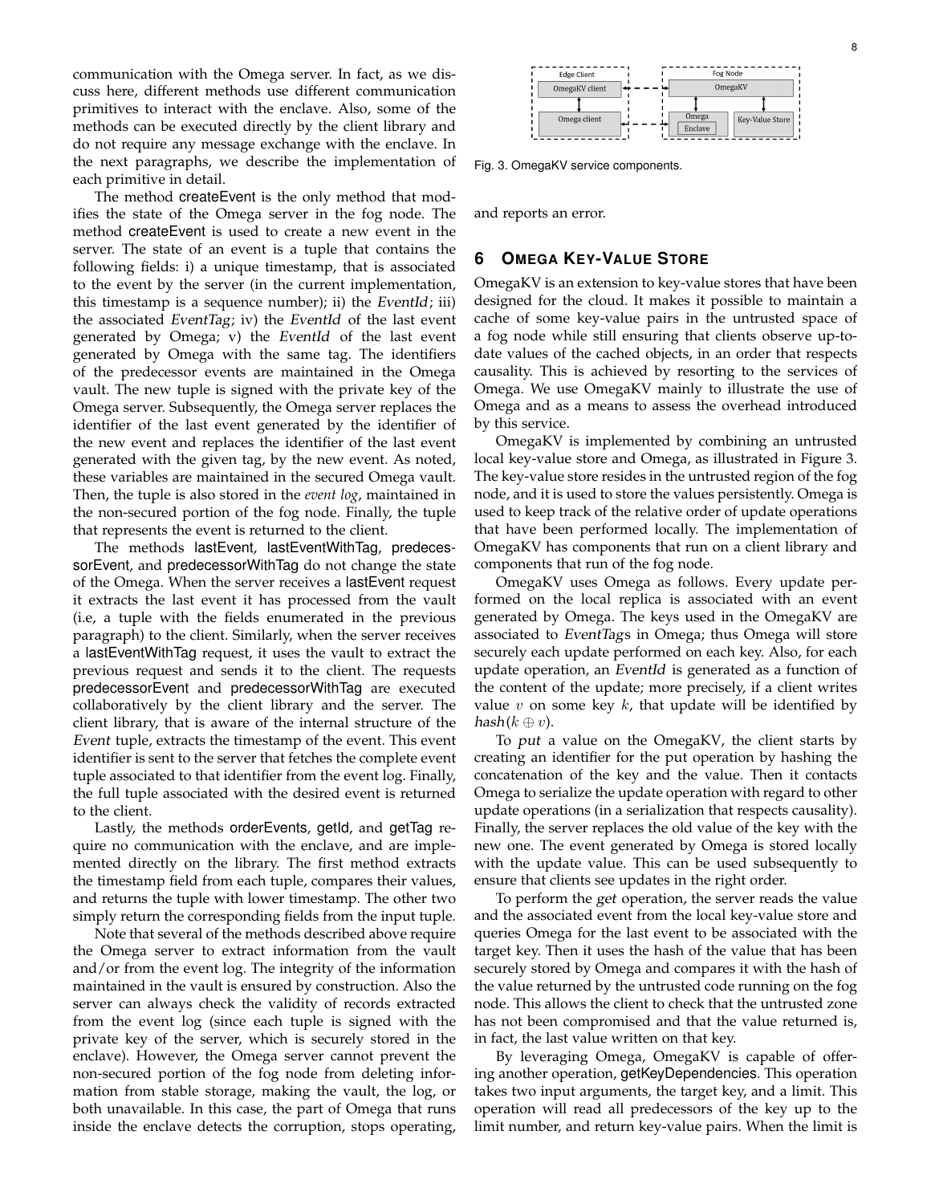communication with the Omega server. In fact, as we discuss here, different methods use different communication primitives to interact with the enclave. Also, some of the methods can be executed directly by the client library and do not require any message exchange with the enclave. In the next paragraphs, we describe the implementation of each primitive in detail.

The method createEvent is the only method that modifies the state of the Omega server in the fog node. The method createEvent is used to create a new event in the server. The state of an event is a tuple that contains the following fields: i) a unique timestamp, that is associated to the event by the server (in the current implementation, this timestamp is a sequence number); ii) the *EventId*; iii) the associated *EventTag*; iv) the *EventId* of the last event generated by Omega; v) the *EventId* of the last event generated by Omega with the same tag. The identifiers of the predecessor events are maintained in the Omega vault. The new tuple is signed with the private key of the Omega server. Subsequently, the Omega server replaces the identifier of the last event generated by the identifier of the new event and replaces the identifier of the last event generated with the given tag, by the new event. As noted, these variables are maintained in the secured Omega vault. Then, the tuple is also stored in the *event log*, maintained in the non-secured portion of the fog node. Finally, the tuple that represents the event is returned to the client.

The methods lastEvent, lastEventWithTag, predecessorEvent, and predecessorWithTag do not change the state of the Omega. When the server receives a lastEvent request it extracts the last event it has processed from the vault (i.e, a tuple with the fields enumerated in the previous paragraph) to the client. Similarly, when the server receives a lastEventWithTag request, it uses the vault to extract the previous request and sends it to the client. The requests predecessorEvent and predecessorWithTag are executed collaboratively by the client library and the server. The client library, that is aware of the internal structure of the *Event* tuple, extracts the timestamp of the event. This event identifier is sent to the server that fetches the complete event tuple associated to that identifier from the event log. Finally, the full tuple associated with the desired event is returned to the client.

Lastly, the methods orderEvents, getId, and getTag require no communication with the enclave, and are implemented directly on the library. The first method extracts the timestamp field from each tuple, compares their values, and returns the tuple with lower timestamp. The other two simply return the corresponding fields from the input tuple.

Note that several of the methods described above require the Omega server to extract information from the vault and/or from the event log. The integrity of the information maintained in the vault is ensured by construction. Also the server can always check the validity of records extracted from the event log (since each tuple is signed with the private key of the server, which is securely stored in the enclave). However, the Omega server cannot prevent the non-secured portion of the fog node from deleting information from stable storage, making the vault, the log, or both unavailable. In this case, the part of Omega that runs inside the enclave detects the corruption, stops operating, and reports an error.

Edge Client
OmegaKV client
Omega client
Fog Node
OmegaKV
Omega
Enclave
Key-Value Store

Fig. 3. OmegaKV service components.

## 6 Omega Key-Value Store

OmegaKV is an extension to key-value stores that have been designed for the cloud. It makes it possible to maintain a cache of some key-value pairs in the untrusted space of a fog node while still ensuring that clients observe up-to-date values of the cached objects, in an order that respects causality. This is achieved by resorting to the services of Omega. We use OmegaKV mainly to illustrate the use of Omega and as a means to assess the overhead introduced by this service.

OmegaKV is implemented by combining an untrusted local key-value store and Omega, as illustrated in Figure 3. The key-value store resides in the untrusted region of the fog node, and it is used to store the values persistently. Omega is used to keep track of the relative order of update operations that have been performed locally. The implementation of OmegaKV has components that run on a client library and components that run of the fog node.

OmegaKV uses Omega as follows. Every update performed on the local replica is associated with an event generated by Omega. The keys used in the OmegaKV are associated to *EventTag*s in Omega; thus Omega will store securely each update performed on each key. Also, for each update operation, an *EventId* is generated as a function of the content of the update; more precisely, if a client writes value $v$ on some key $k$, that update will be identified by $hash(k \oplus v)$.

To *put* a value on the OmegaKV, the client starts by creating an identifier for the put operation by hashing the concatenation of the key and the value. Then it contacts Omega to serialize the update operation with regard to other update operations (in a serialization that respects causality). Finally, the server replaces the old value of the key with the new one. The event generated by Omega is stored locally with the update value. This can be used subsequently to ensure that clients see updates in the right order.

To perform the *get* operation, the server reads the value and the associated event from the local key-value store and queries Omega for the last event to be associated with the target key. Then it uses the hash of the value that has been securely stored by Omega and compares it with the hash of the value returned by the untrusted code running on the fog node. This allows the client to check that the untrusted zone has not been compromised and that the value returned is, in fact, the last value written on that key.

By leveraging Omega, OmegaKV is capable of offering another operation, getKeyDependencies. This operation takes two input arguments, the target key, and a limit. This operation will read all predecessors of the key up to the limit number, and return key-value pairs. When the limit is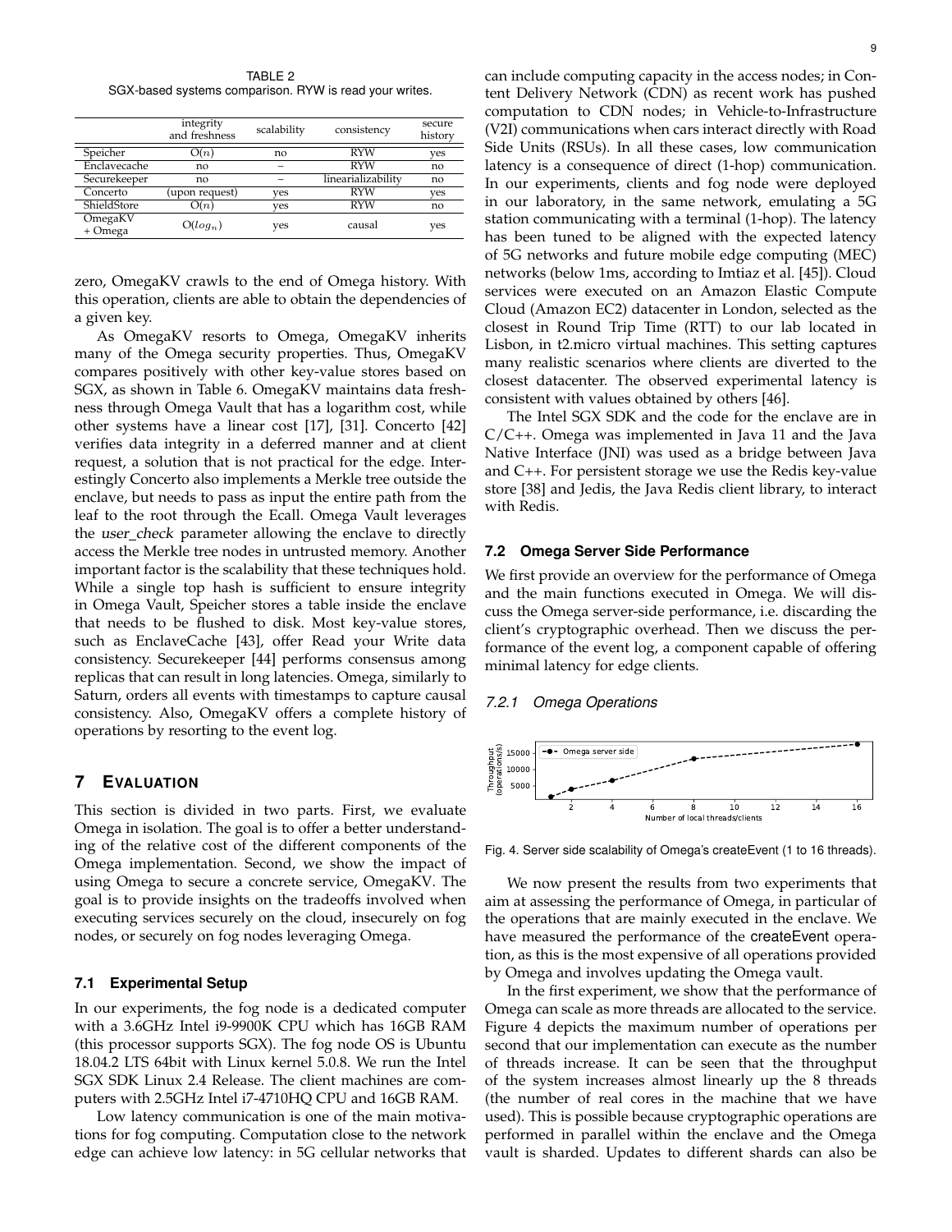TABLE 2
SGX-based systems comparison. RYW is read your writes.

| | integrity and freshness | scalability | consistency | secure history |
|---|---|---|---|---|
| Speicher | O($n$) | no | RYW | yes |
| Enclavecache | no | – | RYW | no |
| Securekeeper | no | – | linearializability | no |
| Concerto | (upon request) | yes | RYW | yes |
| ShieldStore | O($n$) | yes | RYW | no |
| OmegaKV + Omega | O($log_n$) | yes | causal | yes |

zero, OmegaKV crawls to the end of Omega history. With this operation, clients are able to obtain the dependencies of a given key.

As OmegaKV resorts to Omega, OmegaKV inherits many of the Omega security properties. Thus, OmegaKV compares positively with other key-value stores based on SGX, as shown in Table 6. OmegaKV maintains data freshness through Omega Vault that has a logarithm cost, while other systems have a linear cost [17], [31]. Concerto [42] verifies data integrity in a deferred manner and at client request, a solution that is not practical for the edge. Interestingly Concerto also implements a Merkle tree outside the enclave, but needs to pass as input the entire path from the leaf to the root through the Ecall. Omega Vault leverages the *user_check* parameter allowing the enclave to directly access the Merkle tree nodes in untrusted memory. Another important factor is the scalability that these techniques hold. While a single top hash is sufficient to ensure integrity in Omega Vault, Speicher stores a table inside the enclave that needs to be flushed to disk. Most key-value stores, such as EnclaveCache [43], offer Read your Write data consistency. Securekeeper [44] performs consensus among replicas that can result in long latencies. Omega, similarly to Saturn, orders all events with timestamps to capture causal consistency. Also, OmegaKV offers a complete history of operations by resorting to the event log.

# 7 Evaluation

This section is divided in two parts. First, we evaluate Omega in isolation. The goal is to offer a better understanding of the relative cost of the different components of the Omega implementation. Second, we show the impact of using Omega to secure a concrete service, OmegaKV. The goal is to provide insights on the tradeoffs involved when executing services securely on the cloud, insecurely on fog nodes, or securely on fog nodes leveraging Omega.

## 7.1 Experimental Setup

In our experiments, the fog node is a dedicated computer with a 3.6GHz Intel i9-9900K CPU which has 16GB RAM (this processor supports SGX). The fog node OS is Ubuntu 18.04.2 LTS 64bit with Linux kernel 5.0.8. We run the Intel SGX SDK Linux 2.4 Release. The client machines are computers with 2.5GHz Intel i7-4710HQ CPU and 16GB RAM.

Low latency communication is one of the main motivations for fog computing. Computation close to the network edge can achieve low latency: in 5G cellular networks that can include computing capacity in the access nodes; in Content Delivery Network (CDN) as recent work has pushed computation to CDN nodes; in Vehicle-to-Infrastructure (V2I) communications when cars interact directly with Road Side Units (RSUs). In all these cases, low communication latency is a consequence of direct (1-hop) communication. In our experiments, clients and fog node were deployed in our laboratory, in the same network, emulating a 5G station communicating with a terminal (1-hop). The latency has been tuned to be aligned with the expected latency of 5G networks and future mobile edge computing (MEC) networks (below 1ms, according to Imtiaz et al. [45]). Cloud services were executed on an Amazon Elastic Compute Cloud (Amazon EC2) datacenter in London, selected as the closest in Round Trip Time (RTT) to our lab located in Lisbon, in t2.micro virtual machines. This setting captures many realistic scenarios where clients are diverted to the closest datacenter. The observed experimental latency is consistent with values obtained by others [46].

The Intel SGX SDK and the code for the enclave are in C/C++. Omega was implemented in Java 11 and the Java Native Interface (JNI) was used as a bridge between Java and C++. For persistent storage we use the Redis key-value store [38] and Jedis, the Java Redis client library, to interact with Redis.

## 7.2 Omega Server Side Performance

We first provide an overview for the performance of Omega and the main functions executed in Omega. We will discuss the Omega server-side performance, i.e. discarding the client's cryptographic overhead. Then we discuss the performance of the event log, a component capable of offering minimal latency for edge clients.

### 7.2.1 Omega Operations

Fig. 4. Server side scalability of Omega's createEvent (1 to 16 threads).

We now present the results from two experiments that aim at assessing the performance of Omega, in particular of the operations that are mainly executed in the enclave. We have measured the performance of the createEvent operation, as this is the most expensive of all operations provided by Omega and involves updating the Omega vault.

In the first experiment, we show that the performance of Omega can scale as more threads are allocated to the service. Figure 4 depicts the maximum number of operations per second that our implementation can execute as the number of threads increase. It can be seen that the throughput of the system increases almost linearly up the 8 threads (the number of real cores in the machine that we have used). This is possible because cryptographic operations are performed in parallel within the enclave and the Omega vault is sharded. Updates to different shards can also be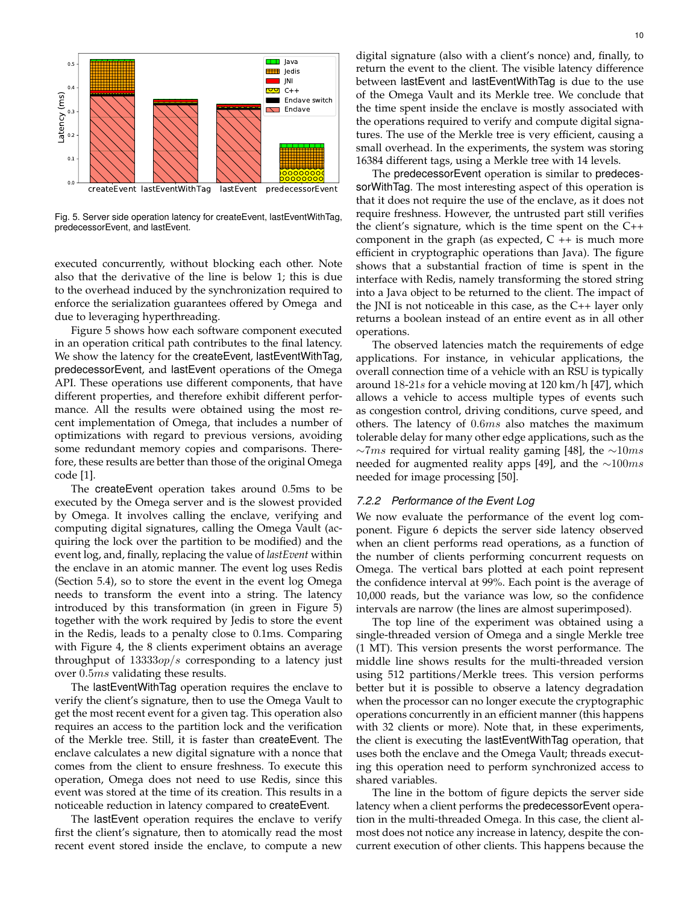Fig. 5. Server side operation latency for createEvent, lastEventWithTag, predecessorEvent, and lastEvent.

executed concurrently, without blocking each other. Note also that the derivative of the line is below 1; this is due to the overhead induced by the synchronization required to enforce the serialization guarantees offered by Omega and due to leveraging hyperthreading.

Figure 5 shows how each software component executed in an operation critical path contributes to the final latency. We show the latency for the createEvent, lastEventWithTag, predecessorEvent, and lastEvent operations of the Omega API. These operations use different components, that have different properties, and therefore exhibit different performance. All the results were obtained using the most recent implementation of Omega, that includes a number of optimizations with regard to previous versions, avoiding some redundant memory copies and comparisons. Therefore, these results are better than those of the original Omega code [1].

The createEvent operation takes around 0.5ms to be executed by the Omega server and is the slowest provided by Omega. It involves calling the enclave, verifying and computing digital signatures, calling the Omega Vault (acquiring the lock over the partition to be modified) and the event log, and, finally, replacing the value of *lastEvent* within the enclave in an atomic manner. The event log uses Redis (Section 5.4), so to store the event in the event log Omega needs to transform the event into a string. The latency introduced by this transformation (in green in Figure 5) together with the work required by Jedis to store the event in the Redis, leads to a penalty close to 0.1ms. Comparing with Figure 4, the 8 clients experiment obtains an average throughput of $13333 op/s$ corresponding to a latency just over $0.5ms$ validating these results.

The lastEventWithTag operation requires the enclave to verify the client's signature, then to use the Omega Vault to get the most recent event for a given tag. This operation also requires an access to the partition lock and the verification of the Merkle tree. Still, it is faster than createEvent. The enclave calculates a new digital signature with a nonce that comes from the client to ensure freshness. To execute this operation, Omega does not need to use Redis, since this event was stored at the time of its creation. This results in a noticeable reduction in latency compared to createEvent.

The lastEvent operation requires the enclave to verify first the client's signature, then to atomically read the most recent event stored inside the enclave, to compute a new digital signature (also with a client's nonce) and, finally, to return the event to the client. The visible latency difference between lastEvent and lastEventWithTag is due to the use of the Omega Vault and its Merkle tree. We conclude that the time spent inside the enclave is mostly associated with the operations required to verify and compute digital signatures. The use of the Merkle tree is very efficient, causing a small overhead. In the experiments, the system was storing 16384 different tags, using a Merkle tree with 14 levels.

The predecessorEvent operation is similar to predecessorWithTag. The most interesting aspect of this operation is that it does not require the use of the enclave, as it does not require freshness. However, the untrusted part still verifies the client's signature, which is the time spent on the C++ component in the graph (as expected, C ++ is much more efficient in cryptographic operations than Java). The figure shows that a substantial fraction of time is spent in the interface with Redis, namely transforming the stored string into a Java object to be returned to the client. The impact of the JNI is not noticeable in this case, as the C++ layer only returns a boolean instead of an entire event as in all other operations.

The observed latencies match the requirements of edge applications. For instance, in vehicular applications, the overall connection time of a vehicle with an RSU is typically around $18$-$21s$ for a vehicle moving at 120 km/h [47], which allows a vehicle to access multiple types of events such as congestion control, driving conditions, curve speed, and others. The latency of $0.6ms$ also matches the maximum tolerable delay for many other edge applications, such as the $\sim 7ms$ required for virtual reality gaming [48], the $\sim 10ms$ needed for augmented reality apps [49], and the $\sim 100ms$ needed for image processing [50].

#### 7.2.2 Performance of the Event Log

We now evaluate the performance of the event log component. Figure 6 depicts the server side latency observed when an client performs read operations, as a function of the number of clients performing concurrent requests on Omega. The vertical bars plotted at each point represent the confidence interval at 99%. Each point is the average of 10,000 reads, but the variance was low, so the confidence intervals are narrow (the lines are almost superimposed).

The top line of the experiment was obtained using a single-threaded version of Omega and a single Merkle tree (1 MT). This version presents the worst performance. The middle line shows results for the multi-threaded version using 512 partitions/Merkle trees. This version performs better but it is possible to observe a latency degradation when the processor can no longer execute the cryptographic operations concurrently in an efficient manner (this happens with 32 clients or more). Note that, in these experiments, the client is executing the lastEventWithTag operation, that uses both the enclave and the Omega Vault; threads executing this operation need to perform synchronized access to shared variables.

The line in the bottom of figure depicts the server side latency when a client performs the predecessorEvent operation in the multi-threaded Omega. In this case, the client almost does not notice any increase in latency, despite the concurrent execution of other clients. This happens because the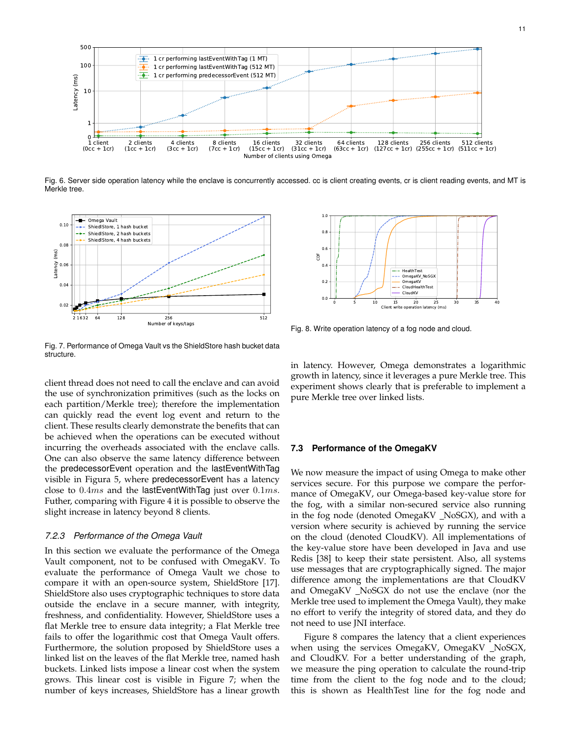Fig. 6. Server side operation latency while the enclave is concurrently accessed. cc is client creating events, cr is client reading events, and MT is Merkle tree.

Fig. 7. Performance of Omega Vault vs the ShieldStore hash bucket data structure.

Fig. 8. Write operation latency of a fog node and cloud.

client thread does not need to call the enclave and can avoid the use of synchronization primitives (such as the locks on each partition/Merkle tree); therefore the implementation can quickly read the event log event and return to the client. These results clearly demonstrate the benefits that can be achieved when the operations can be executed without incurring the overheads associated with the enclave calls. One can also observe the same latency difference between the predecessorEvent operation and the lastEventWithTag visible in Figura 5, where predecessorEvent has a latency close to $0.4ms$ and the lastEventWithTag just over $0.1ms$. Futher, comparing with Figure 4 it is possible to observe the slight increase in latency beyond 8 clients.

#### 7.2.3 Performance of the Omega Vault

In this section we evaluate the performance of the Omega Vault component, not to be confused with OmegaKV. To evaluate the performance of Omega Vault we chose to compare it with an open-source system, ShieldStore [17]. ShieldStore also uses cryptographic techniques to store data outside the enclave in a secure manner, with integrity, freshness, and confidentiality. However, ShieldStore uses a flat Merkle tree to ensure data integrity; a Flat Merkle tree fails to offer the logarithmic cost that Omega Vault offers. Furthermore, the solution proposed by ShieldStore uses a linked list on the leaves of the flat Merkle tree, named hash buckets. Linked lists impose a linear cost when the system grows. This linear cost is visible in Figure 7; when the number of keys increases, ShieldStore has a linear growth in latency. However, Omega demonstrates a logarithmic growth in latency, since it leverages a pure Merkle tree. This experiment shows clearly that is preferable to implement a pure Merkle tree over linked lists.

### 7.3 Performance of the OmegaKV

We now measure the impact of using Omega to make other services secure. For this purpose we compare the performance of OmegaKV, our Omega-based key-value store for the fog, with a similar non-secured service also running in the fog node (denoted OmegaKV _NoSGX), and with a version where security is achieved by running the service on the cloud (denoted CloudKV). All implementations of the key-value store have been developed in Java and use Redis [38] to keep their state persistent. Also, all systems use messages that are cryptographically signed. The major difference among the implementations are that CloudKV and OmegaKV _NoSGX do not use the enclave (nor the Merkle tree used to implement the Omega Vault), they make no effort to verify the integrity of stored data, and they do not need to use JNI interface.

Figure 8 compares the latency that a client experiences when using the services OmegaKV, OmegaKV _NoSGX, and CloudKV. For a better understanding of the graph, we measure the ping operation to calculate the round-trip time from the client to the fog node and to the cloud; this is shown as HealthTest line for the fog node and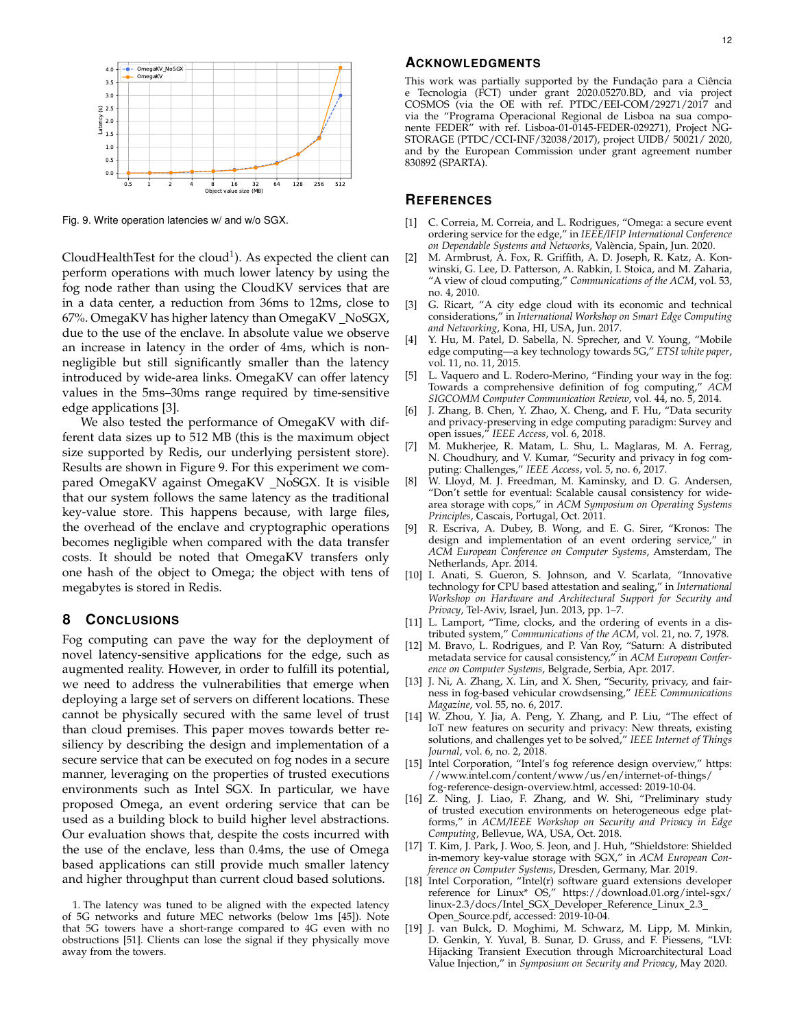Fig. 9. Write operation latencies w/ and w/o SGX.

CloudHealthTest for the cloud[1]). As expected the client can perform operations with much lower latency by using the fog node rather than using the CloudKV services that are in a data center, a reduction from 36ms to 12ms, close to 67%. OmegaKV has higher latency than OmegaKV _NoSGX, due to the use of the enclave. In absolute value we observe an increase in latency in the order of 4ms, which is non-negligible but still significantly smaller than the latency introduced by wide-area links. OmegaKV can offer latency values in the 5ms–30ms range required by time-sensitive edge applications [3].

We also tested the performance of OmegaKV with different data sizes up to 512 MB (this is the maximum object size supported by Redis, our underlying persistent store). Results are shown in Figure 9. For this experiment we compared OmegaKV against OmegaKV _NoSGX. It is visible that our system follows the same latency as the traditional key-value store. This happens because, with large files, the overhead of the enclave and cryptographic operations becomes negligible when compared with the data transfer costs. It should be noted that OmegaKV transfers only one hash of the object to Omega; the object with tens of megabytes is stored in Redis.

## 8 Conclusions

Fog computing can pave the way for the deployment of novel latency-sensitive applications for the edge, such as augmented reality. However, in order to fulfill its potential, we need to address the vulnerabilities that emerge when deploying a large set of servers on different locations. These cannot be physically secured with the same level of trust than cloud premises. This paper moves towards better resiliency by describing the design and implementation of a secure service that can be executed on fog nodes in a secure manner, leveraging on the properties of trusted executions environments such as Intel SGX. In particular, we have proposed Omega, an event ordering service that can be used as a building block to build higher level abstractions. Our evaluation shows that, despite the costs incurred with the use of the enclave, less than 0.4ms, the use of Omega based applications can still provide much smaller latency and higher throughput than current cloud based solutions.

1. The latency was tuned to be aligned with the expected latency of 5G networks and future MEC networks (below 1ms [45]). Note that 5G towers have a short-range compared to 4G even with no obstructions [51]. Clients can lose the signal if they physically move away from the towers.

## Acknowledgments

This work was partially supported by the Fundação para a Ciência e Tecnologia (FCT) under grant 2020.05270.BD, and via project COSMOS (via the OE with ref. PTDC/EEI-COM/29271/2017 and via the "Programa Operacional Regional de Lisboa na sua componente FEDER" with ref. Lisboa-01-0145-FEDER-029271), Project NG-STORAGE (PTDC/CCI-INF/32038/2017), project UIDB/ 50021/ 2020, and by the European Commission under grant agreement number 830892 (SPARTA).

## References

[1] C. Correia, M. Correia, and L. Rodrigues, "Omega: a secure event ordering service for the edge," in *IEEE/IFIP International Conference on Dependable Systems and Networks*, València, Spain, Jun. 2020.

[2] M. Armbrust, A. Fox, R. Griffith, A. D. Joseph, R. Katz, A. Konwinski, G. Lee, D. Patterson, A. Rabkin, I. Stoica, and M. Zaharia, "A view of cloud computing," *Communications of the ACM*, vol. 53, no. 4, 2010.

[3] G. Ricart, "A city edge cloud with its economic and technical considerations," in *International Workshop on Smart Edge Computing and Networking*, Kona, HI, USA, Jun. 2017.

[4] Y. Hu, M. Patel, D. Sabella, N. Sprecher, and V. Young, "Mobile edge computing—a key technology towards 5G," *ETSI white paper*, vol. 11, no. 11, 2015.

[5] L. Vaquero and L. Rodero-Merino, "Finding your way in the fog: Towards a comprehensive definition of fog computing," *ACM SIGCOMM Computer Communication Review*, vol. 44, no. 5, 2014.

[6] J. Zhang, B. Chen, Y. Zhao, X. Cheng, and F. Hu, "Data security and privacy-preserving in edge computing paradigm: Survey and open issues," *IEEE Access*, vol. 6, 2018.

[7] M. Mukherjee, R. Matam, L. Shu, L. Maglaras, M. A. Ferrag, N. Choudhury, and V. Kumar, "Security and privacy in fog computing: Challenges," *IEEE Access*, vol. 5, no. 6, 2017.

[8] W. Lloyd, M. J. Freedman, M. Kaminsky, and D. G. Andersen, "Don't settle for eventual: Scalable causal consistency for wide-area storage with cops," in *ACM Symposium on Operating Systems Principles*, Cascais, Portugal, Oct. 2011.

[9] R. Escriva, A. Dubey, B. Wong, and E. G. Sirer, "Kronos: The design and implementation of an event ordering service," in *ACM European Conference on Computer Systems*, Amsterdam, The Netherlands, Apr. 2014.

[10] I. Anati, S. Gueron, S. Johnson, and V. Scarlata, "Innovative technology for CPU based attestation and sealing," in *International Workshop on Hardware and Architectural Support for Security and Privacy*, Tel-Aviv, Israel, Jun. 2013, pp. 1–7.

[11] L. Lamport, "Time, clocks, and the ordering of events in a distributed system," *Communications of the ACM*, vol. 21, no. 7, 1978.

[12] M. Bravo, L. Rodrigues, and P. Van Roy, "Saturn: A distributed metadata service for causal consistency," in *ACM European Conference on Computer Systems*, Belgrade, Serbia, Apr. 2017.

[13] J. Ni, A. Zhang, X. Lin, and X. Shen, "Security, privacy, and fairness in fog-based vehicular crowdsensing," *IEEE Communications Magazine*, vol. 55, no. 6, 2017.

[14] W. Zhou, Y. Jia, A. Peng, Y. Zhang, and P. Liu, "The effect of IoT new features on security and privacy: New threats, existing solutions, and challenges yet to be solved," *IEEE Internet of Things Journal*, vol. 6, no. 2, 2018.

[15] Intel Corporation, "Intel's fog reference design overview," https://www.intel.com/content/www/us/en/internet-of-things/fog-reference-design-overview.html, accessed: 2019-10-04.

[16] Z. Ning, J. Liao, F. Zhang, and W. Shi, "Preliminary study of trusted execution environments on heterogeneous edge platforms," in *ACM/IEEE Workshop on Security and Privacy in Edge Computing*, Bellevue, WA, USA, Oct. 2018.

[17] T. Kim, J. Park, J. Woo, S. Jeon, and J. Huh, "Shieldstore: Shielded in-memory key-value storage with SGX," in *ACM European Conference on Computer Systems*, Dresden, Germany, Mar. 2019.

[18] Intel Corporation, "Intel(r) software guard extensions developer reference for Linux* OS," https://download.01.org/intel-sgx/linux-2.3/docs/Intel_SGX_Developer_Reference_Linux_2.3_Open_Source.pdf, accessed: 2019-10-04.

[19] J. van Bulck, D. Moghimi, M. Schwarz, M. Lipp, M. Minkin, D. Genkin, Y. Yuval, B. Sunar, D. Gruss, and F. Piessens, "LVI: Hijacking Transient Execution through Microarchitectural Load Value Injection," in *Symposium on Security and Privacy*, May 2020.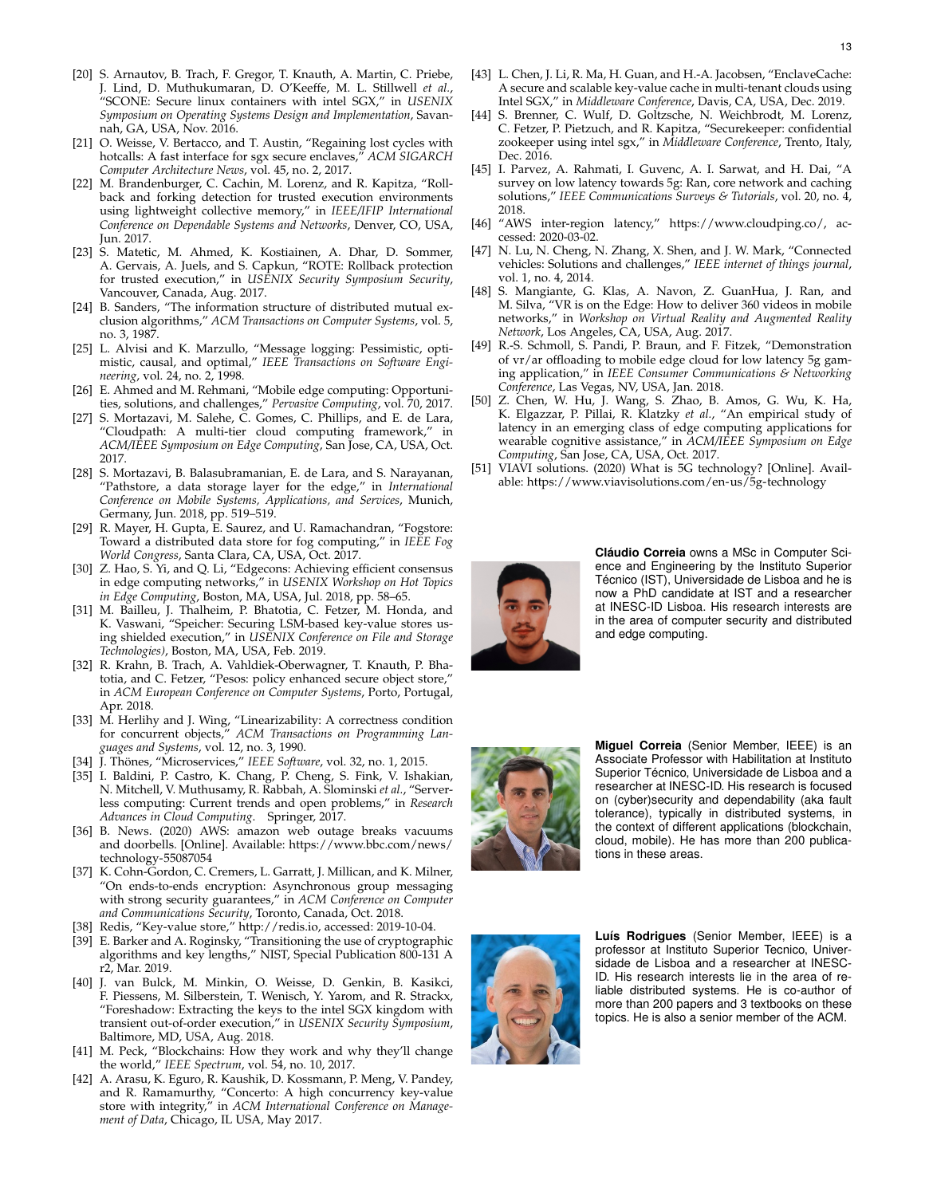[20] S. Arnautov, B. Trach, F. Gregor, T. Knauth, A. Martin, C. Priebe, J. Lind, D. Muthukumaran, D. O'Keeffe, M. L. Stillwell *et al.*, "SCONE: Secure linux containers with intel SGX," in *USENIX Symposium on Operating Systems Design and Implementation*, Savannah, GA, USA, Nov. 2016.

[21] O. Weisse, V. Bertacco, and T. Austin, "Regaining lost cycles with hotcalls: A fast interface for sgx secure enclaves," *ACM SIGARCH Computer Architecture News*, vol. 45, no. 2, 2017.

[22] M. Brandenburger, C. Cachin, M. Lorenz, and R. Kapitza, "Rollback and forking detection for trusted execution environments using lightweight collective memory," in *IEEE/IFIP International Conference on Dependable Systems and Networks*, Denver, CO, USA, Jun. 2017.

[23] S. Matetic, M. Ahmed, K. Kostiainen, A. Dhar, D. Sommer, A. Gervais, A. Juels, and S. Capkun, "ROTE: Rollback protection for trusted execution," in *USENIX Security Symposium Security*, Vancouver, Canada, Aug. 2017.

[24] B. Sanders, "The information structure of distributed mutual exclusion algorithms," *ACM Transactions on Computer Systems*, vol. 5, no. 3, 1987.

[25] L. Alvisi and K. Marzullo, "Message logging: Pessimistic, optimistic, causal, and optimal," *IEEE Transactions on Software Engineering*, vol. 24, no. 2, 1998.

[26] E. Ahmed and M. Rehmani, "Mobile edge computing: Opportunities, solutions, and challenges," *Pervasive Computing*, vol. 70, 2017.

[27] S. Mortazavi, M. Salehe, C. Gomes, C. Phillips, and E. de Lara, "Cloudpath: A multi-tier cloud computing framework," in *ACM/IEEE Symposium on Edge Computing*, San Jose, CA, USA, Oct. 2017.

[28] S. Mortazavi, B. Balasubramanian, E. de Lara, and S. Narayanan, "Pathstore, a data storage layer for the edge," in *International Conference on Mobile Systems, Applications, and Services*, Munich, Germany, Jun. 2018, pp. 519–519.

[29] R. Mayer, H. Gupta, E. Saurez, and U. Ramachandran, "Fogstore: Toward a distributed data store for fog computing," in *IEEE Fog World Congress*, Santa Clara, CA, USA, Oct. 2017.

[30] Z. Hao, S. Yi, and Q. Li, "Edgecons: Achieving efficient consensus in edge computing networks," in *USENIX Workshop on Hot Topics in Edge Computing*, Boston, MA, USA, Jul. 2018, pp. 58–65.

[31] M. Bailleu, J. Thalheim, P. Bhatotia, C. Fetzer, M. Honda, and K. Vaswani, "Speicher: Securing LSM-based key-value stores using shielded execution," in *USENIX Conference on File and Storage Technologies)*, Boston, MA, USA, Feb. 2019.

[32] R. Krahn, B. Trach, A. Vahldiek-Oberwagner, T. Knauth, P. Bhatotia, and C. Fetzer, "Pesos: policy enhanced secure object store," in *ACM European Conference on Computer Systems*, Porto, Portugal, Apr. 2018.

[33] M. Herlihy and J. Wing, "Linearizability: A correctness condition for concurrent objects," *ACM Transactions on Programming Languages and Systems*, vol. 12, no. 3, 1990.

[34] J. Thönes, "Microservices," *IEEE Software*, vol. 32, no. 1, 2015.

[35] I. Baldini, P. Castro, K. Chang, P. Cheng, S. Fink, V. Ishakian, N. Mitchell, V. Muthusamy, R. Rabbah, A. Slominski *et al.*, "Serverless computing: Current trends and open problems," in *Research Advances in Cloud Computing*. Springer, 2017.

[36] B. News. (2020) AWS: amazon web outage breaks vacuums and doorbells. [Online]. Available: https://www.bbc.com/news/technology-55087054

[37] K. Cohn-Gordon, C. Cremers, L. Garratt, J. Millican, and K. Milner, "On ends-to-ends encryption: Asynchronous group messaging with strong security guarantees," in *ACM Conference on Computer and Communications Security*, Toronto, Canada, Oct. 2018.

[38] Redis, "Key-value store," http://redis.io, accessed: 2019-10-04.

[39] E. Barker and A. Roginsky, "Transitioning the use of cryptographic algorithms and key lengths," NIST, Special Publication 800-131 A r2, Mar. 2019.

[40] J. van Bulck, M. Minkin, O. Weisse, D. Genkin, B. Kasikci, F. Piessens, M. Silberstein, T. Wenisch, Y. Yarom, and R. Strackx, "Foreshadow: Extracting the keys to the intel SGX kingdom with transient out-of-order execution," in *USENIX Security Symposium*, Baltimore, MD, USA, Aug. 2018.

[41] M. Peck, "Blockchains: How they work and why they'll change the world," *IEEE Spectrum*, vol. 54, no. 10, 2017.

[42] A. Arasu, K. Eguro, R. Kaushik, D. Kossmann, P. Meng, V. Pandey, and R. Ramamurthy, "Concerto: A high concurrency key-value store with integrity," in *ACM International Conference on Management of Data*, Chicago, IL USA, May 2017.

[43] L. Chen, J. Li, R. Ma, H. Guan, and H.-A. Jacobsen, "EnclaveCache: A secure and scalable key-value cache in multi-tenant clouds using Intel SGX," in *Middleware Conference*, Davis, CA, USA, Dec. 2019.

[44] S. Brenner, C. Wulf, D. Goltzsche, N. Weichbrodt, M. Lorenz, C. Fetzer, P. Pietzuch, and R. Kapitza, "Securekeeper: confidential zookeeper using intel sgx," in *Middleware Conference*, Trento, Italy, Dec. 2016.

[45] I. Parvez, A. Rahmati, I. Guvenc, A. I. Sarwat, and H. Dai, "A survey on low latency towards 5g: Ran, core network and caching solutions," *IEEE Communications Surveys & Tutorials*, vol. 20, no. 4, 2018.

[46] "AWS inter-region latency," https://www.cloudping.co/, accessed: 2020-03-02.

[47] N. Lu, N. Cheng, N. Zhang, X. Shen, and J. W. Mark, "Connected vehicles: Solutions and challenges," *IEEE internet of things journal*, vol. 1, no. 4, 2014.

[48] S. Mangiante, G. Klas, A. Navon, Z. GuanHua, J. Ran, and M. Silva, "VR is on the Edge: How to deliver 360 videos in mobile networks," in *Workshop on Virtual Reality and Augmented Reality Network*, Los Angeles, CA, USA, Aug. 2017.

[49] R.-S. Schmoll, S. Pandi, P. Braun, and F. Fitzek, "Demonstration of vr/ar offloading to mobile edge cloud for low latency 5g gaming application," in *IEEE Consumer Communications & Networking Conference*, Las Vegas, NV, USA, Jan. 2018.

[50] Z. Chen, W. Hu, J. Wang, S. Zhao, B. Amos, G. Wu, K. Ha, K. Elgazzar, P. Pillai, R. Klatzky *et al.*, "An empirical study of latency in an emerging class of edge computing applications for wearable cognitive assistance," in *ACM/IEEE Symposium on Edge Computing*, San Jose, CA, USA, Oct. 2017.

[51] VIAVI solutions. (2020) What is 5G technology? [Online]. Available: https://www.viavisolutions.com/en-us/5g-technology

**Cláudio Correia** owns a MSc in Computer Science and Engineering by the Instituto Superior Técnico (IST), Universidade de Lisboa and he is now a PhD candidate at IST and a researcher at INESC-ID Lisboa. His research interests are in the area of computer security and distributed and edge computing.

**Miguel Correia** (Senior Member, IEEE) is an Associate Professor with Habilitation at Instituto Superior Técnico, Universidade de Lisboa and a researcher at INESC-ID. His research is focused on (cyber)security and dependability (aka fault tolerance), typically in distributed systems, in the context of different applications (blockchain, cloud, mobile). He has more than 200 publications in these areas.

**Luís Rodrigues** (Senior Member, IEEE) is a professor at Instituto Superior Tecnico, Universidade de Lisboa and a researcher at INESC-ID. His research interests lie in the area of reliable distributed systems. He is co-author of more than 200 papers and 3 textbooks on these topics. He is also a senior member of the ACM.